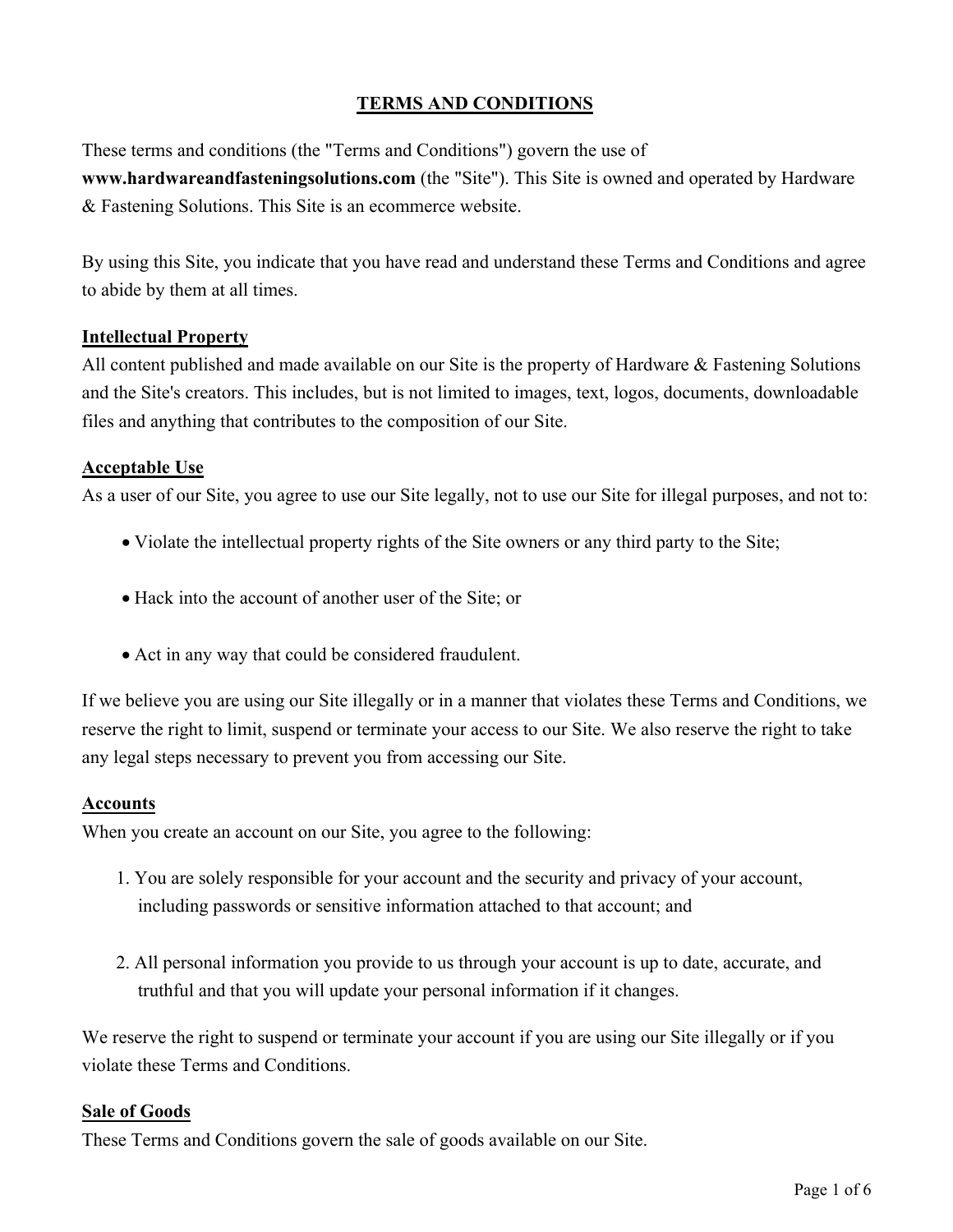# TERMS AND CONDITIONS

These terms and conditions (the "Terms and Conditions") govern the use of **www.hardwareandfasteningsolutions.com** (the "Site"). This Site is owned and operated by Hardware & Fastening Solutions. This Site is an ecommerce website.

By using this Site, you indicate that you have read and understand these Terms and Conditions and agree to abide by them at all times.

## Intellectual Property

All content published and made available on our Site is the property of Hardware & Fastening Solutions and the Site's creators. This includes, but is not limited to images, text, logos, documents, downloadable files and anything that contributes to the composition of our Site.

## Acceptable Use

As a user of our Site, you agree to use our Site legally, not to use our Site for illegal purposes, and not to:

- Violate the intellectual property rights of the Site owners or any third party to the Site;
- Hack into the account of another user of the Site; or
- Act in any way that could be considered fraudulent.

If we believe you are using our Site illegally or in a manner that violates these Terms and Conditions, we reserve the right to limit, suspend or terminate your access to our Site. We also reserve the right to take any legal steps necessary to prevent you from accessing our Site.

## Accounts

When you create an account on our Site, you agree to the following:

1. You are solely responsible for your account and the security and privacy of your account, including passwords or sensitive information attached to that account; and
2. All personal information you provide to us through your account is up to date, accurate, and truthful and that you will update your personal information if it changes.

We reserve the right to suspend or terminate your account if you are using our Site illegally or if you violate these Terms and Conditions.

## Sale of Goods

These Terms and Conditions govern the sale of goods available on our Site.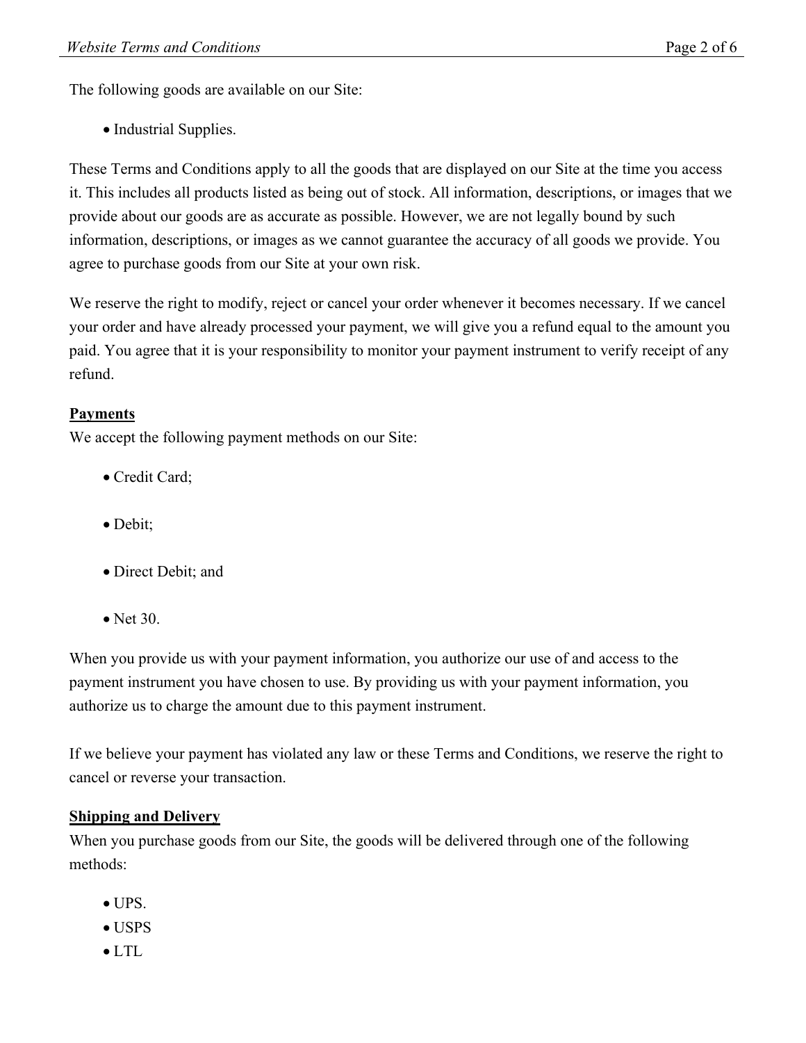The following goods are available on our Site:

- Industrial Supplies.

These Terms and Conditions apply to all the goods that are displayed on our Site at the time you access it. This includes all products listed as being out of stock. All information, descriptions, or images that we provide about our goods are as accurate as possible. However, we are not legally bound by such information, descriptions, or images as we cannot guarantee the accuracy of all goods we provide. You agree to purchase goods from our Site at your own risk.

We reserve the right to modify, reject or cancel your order whenever it becomes necessary. If we cancel your order and have already processed your payment, we will give you a refund equal to the amount you paid. You agree that it is your responsibility to monitor your payment instrument to verify receipt of any refund.

**Payments**

We accept the following payment methods on our Site:

- Credit Card;
- Debit;
- Direct Debit; and
- Net 30.

When you provide us with your payment information, you authorize our use of and access to the payment instrument you have chosen to use. By providing us with your payment information, you authorize us to charge the amount due to this payment instrument.

If we believe your payment has violated any law or these Terms and Conditions, we reserve the right to cancel or reverse your transaction.

**Shipping and Delivery**

When you purchase goods from our Site, the goods will be delivered through one of the following methods:

- UPS.
- USPS
- LTL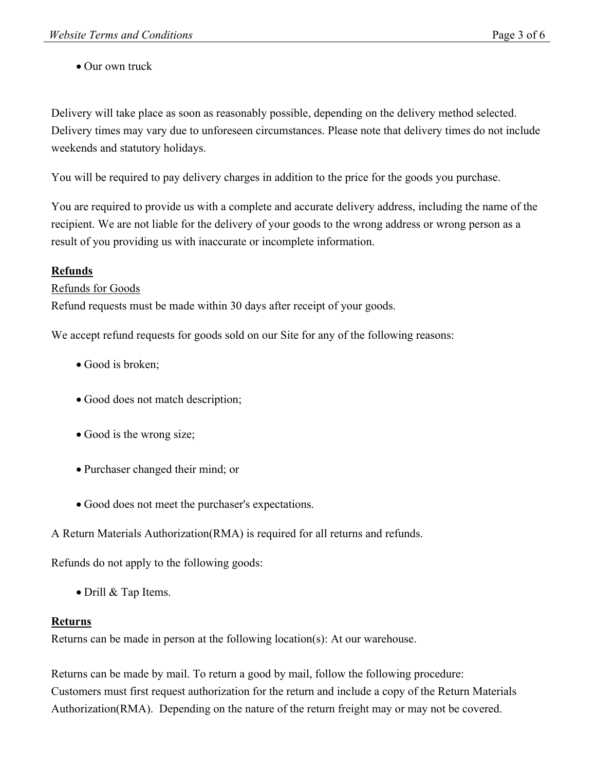- Our own truck

Delivery will take place as soon as reasonably possible, depending on the delivery method selected. Delivery times may vary due to unforeseen circumstances. Please note that delivery times do not include weekends and statutory holidays.

You will be required to pay delivery charges in addition to the price for the goods you purchase.

You are required to provide us with a complete and accurate delivery address, including the name of the recipient. We are not liable for the delivery of your goods to the wrong address or wrong person as a result of you providing us with inaccurate or incomplete information.

**Refunds**

Refunds for Goods

Refund requests must be made within 30 days after receipt of your goods.

We accept refund requests for goods sold on our Site for any of the following reasons:

- Good is broken;
- Good does not match description;
- Good is the wrong size;
- Purchaser changed their mind; or
- Good does not meet the purchaser's expectations.

A Return Materials Authorization(RMA) is required for all returns and refunds.

Refunds do not apply to the following goods:

- Drill & Tap Items.

**Returns**

Returns can be made in person at the following location(s): At our warehouse.

Returns can be made by mail. To return a good by mail, follow the following procedure:
Customers must first request authorization for the return and include a copy of the Return Materials Authorization(RMA). Depending on the nature of the return freight may or may not be covered.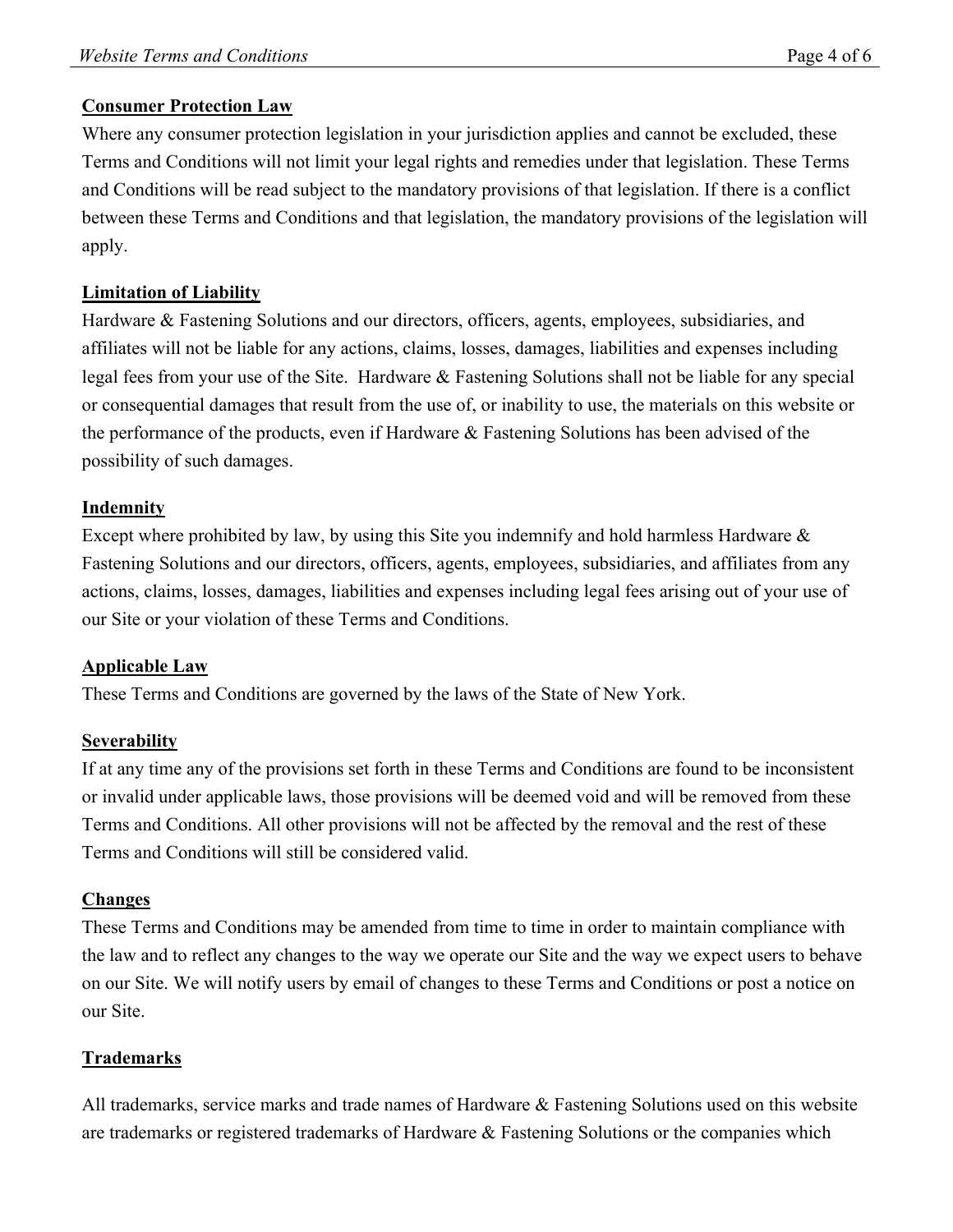**Consumer Protection Law**

Where any consumer protection legislation in your jurisdiction applies and cannot be excluded, these Terms and Conditions will not limit your legal rights and remedies under that legislation. These Terms and Conditions will be read subject to the mandatory provisions of that legislation. If there is a conflict between these Terms and Conditions and that legislation, the mandatory provisions of the legislation will apply.

**Limitation of Liability**

Hardware & Fastening Solutions and our directors, officers, agents, employees, subsidiaries, and affiliates will not be liable for any actions, claims, losses, damages, liabilities and expenses including legal fees from your use of the Site. Hardware & Fastening Solutions shall not be liable for any special or consequential damages that result from the use of, or inability to use, the materials on this website or the performance of the products, even if Hardware & Fastening Solutions has been advised of the possibility of such damages.

**Indemnity**

Except where prohibited by law, by using this Site you indemnify and hold harmless Hardware & Fastening Solutions and our directors, officers, agents, employees, subsidiaries, and affiliates from any actions, claims, losses, damages, liabilities and expenses including legal fees arising out of your use of our Site or your violation of these Terms and Conditions.

**Applicable Law**

These Terms and Conditions are governed by the laws of the State of New York.

**Severability**

If at any time any of the provisions set forth in these Terms and Conditions are found to be inconsistent or invalid under applicable laws, those provisions will be deemed void and will be removed from these Terms and Conditions. All other provisions will not be affected by the removal and the rest of these Terms and Conditions will still be considered valid.

**Changes**

These Terms and Conditions may be amended from time to time in order to maintain compliance with the law and to reflect any changes to the way we operate our Site and the way we expect users to behave on our Site. We will notify users by email of changes to these Terms and Conditions or post a notice on our Site.

**Trademarks**

All trademarks, service marks and trade names of Hardware & Fastening Solutions used on this website are trademarks or registered trademarks of Hardware & Fastening Solutions or the companies which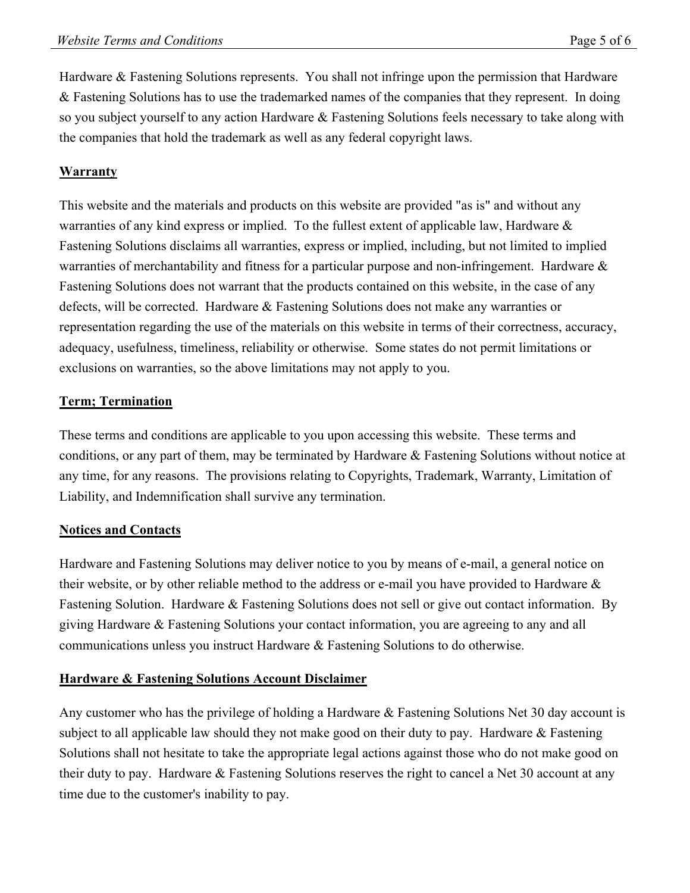Hardware & Fastening Solutions represents. You shall not infringe upon the permission that Hardware & Fastening Solutions has to use the trademarked names of the companies that they represent. In doing so you subject yourself to any action Hardware & Fastening Solutions feels necessary to take along with the companies that hold the trademark as well as any federal copyright laws.

## Warranty

This website and the materials and products on this website are provided "as is" and without any warranties of any kind express or implied. To the fullest extent of applicable law, Hardware & Fastening Solutions disclaims all warranties, express or implied, including, but not limited to implied warranties of merchantability and fitness for a particular purpose and non-infringement. Hardware & Fastening Solutions does not warrant that the products contained on this website, in the case of any defects, will be corrected. Hardware & Fastening Solutions does not make any warranties or representation regarding the use of the materials on this website in terms of their correctness, accuracy, adequacy, usefulness, timeliness, reliability or otherwise. Some states do not permit limitations or exclusions on warranties, so the above limitations may not apply to you.

## Term; Termination

These terms and conditions are applicable to you upon accessing this website. These terms and conditions, or any part of them, may be terminated by Hardware & Fastening Solutions without notice at any time, for any reasons. The provisions relating to Copyrights, Trademark, Warranty, Limitation of Liability, and Indemnification shall survive any termination.

## Notices and Contacts

Hardware and Fastening Solutions may deliver notice to you by means of e-mail, a general notice on their website, or by other reliable method to the address or e-mail you have provided to Hardware & Fastening Solution. Hardware & Fastening Solutions does not sell or give out contact information. By giving Hardware & Fastening Solutions your contact information, you are agreeing to any and all communications unless you instruct Hardware & Fastening Solutions to do otherwise.

## Hardware & Fastening Solutions Account Disclaimer

Any customer who has the privilege of holding a Hardware & Fastening Solutions Net 30 day account is subject to all applicable law should they not make good on their duty to pay. Hardware & Fastening Solutions shall not hesitate to take the appropriate legal actions against those who do not make good on their duty to pay. Hardware & Fastening Solutions reserves the right to cancel a Net 30 account at any time due to the customer's inability to pay.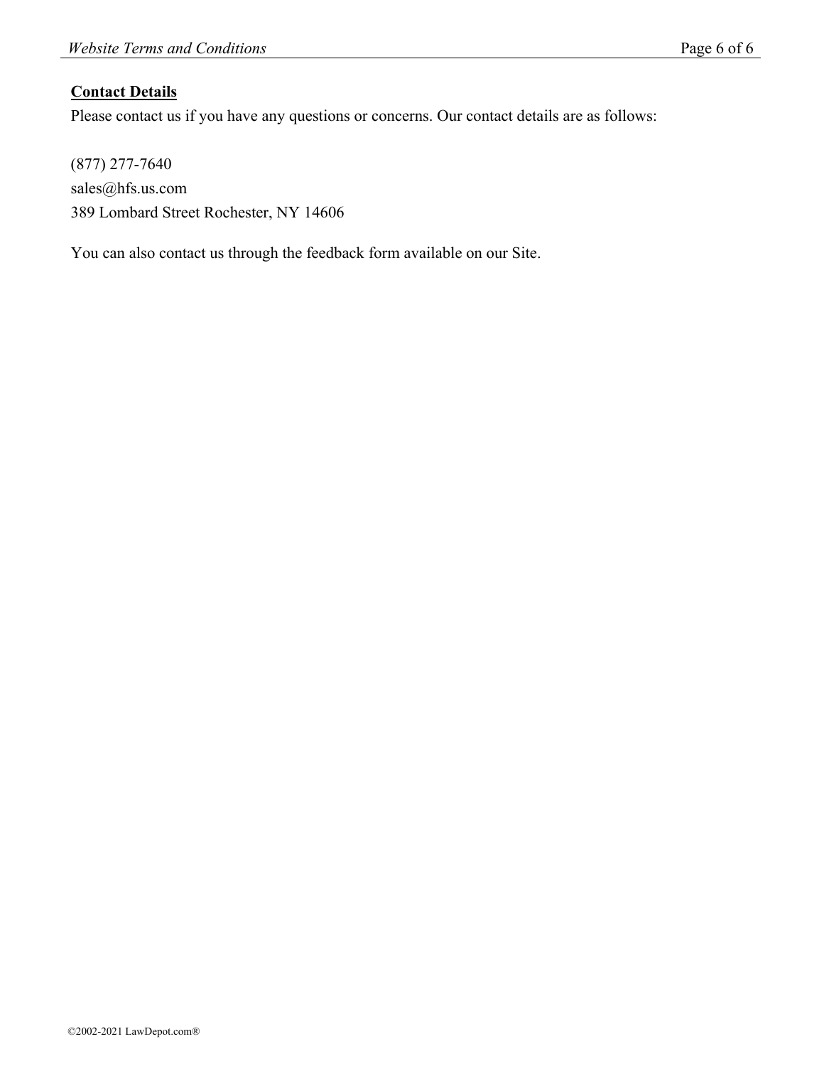**Contact Details**

Please contact us if you have any questions or concerns. Our contact details are as follows:

(877) 277-7640
sales@hfs.us.com
389 Lombard Street Rochester, NY 14606

You can also contact us through the feedback form available on our Site.